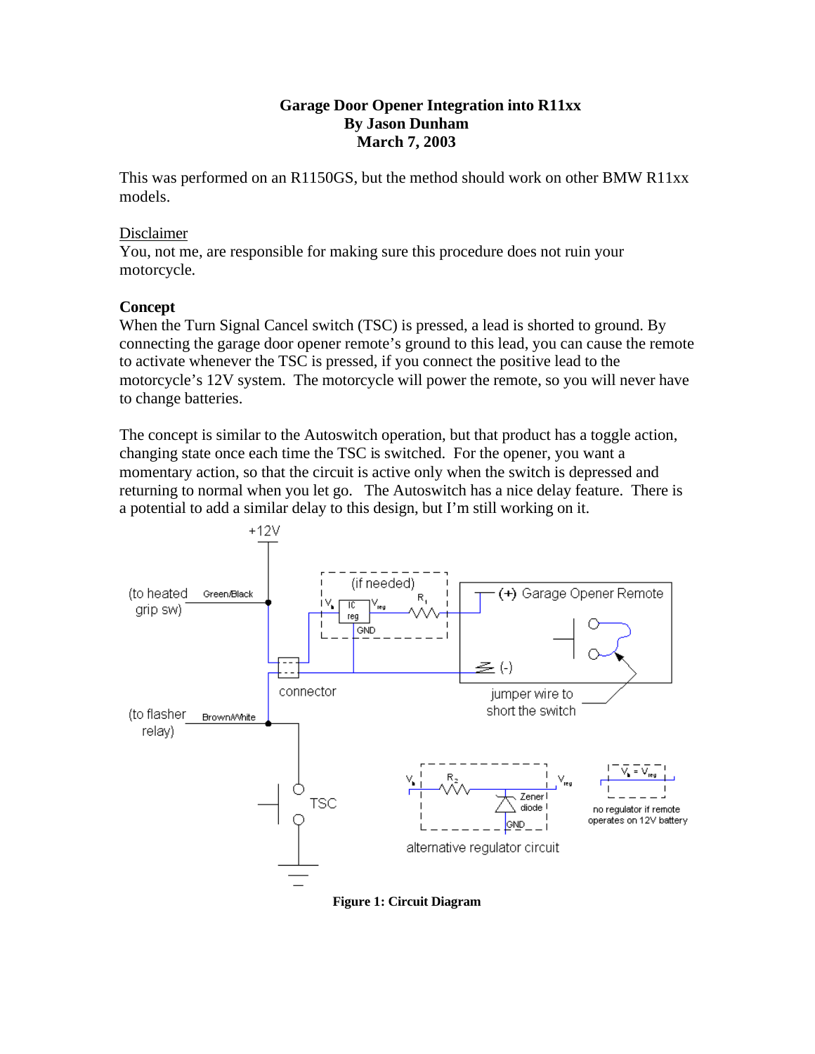# Garage Door Opener Integration into R11xx

**By Jason Dunham**

**March 7, 2003**

This was performed on an R1150GS, but the method should work on other BMW R11xx models.

Disclaimer

You, not me, are responsible for making sure this procedure does not ruin your motorcycle.

**Concept**

When the Turn Signal Cancel switch (TSC) is pressed, a lead is shorted to ground. By connecting the garage door opener remote's ground to this lead, you can cause the remote to activate whenever the TSC is pressed, if you connect the positive lead to the motorcycle's 12V system. The motorcycle will power the remote, so you will never have to change batteries.

The concept is similar to the Autoswitch operation, but that product has a toggle action, changing state once each time the TSC is switched. For the opener, you want a momentary action, so that the circuit is active only when the switch is depressed and returning to normal when you let go. The Autoswitch has a nice delay feature. There is a potential to add a similar delay to this design, but I'm still working on it.

**Figure 1: Circuit Diagram**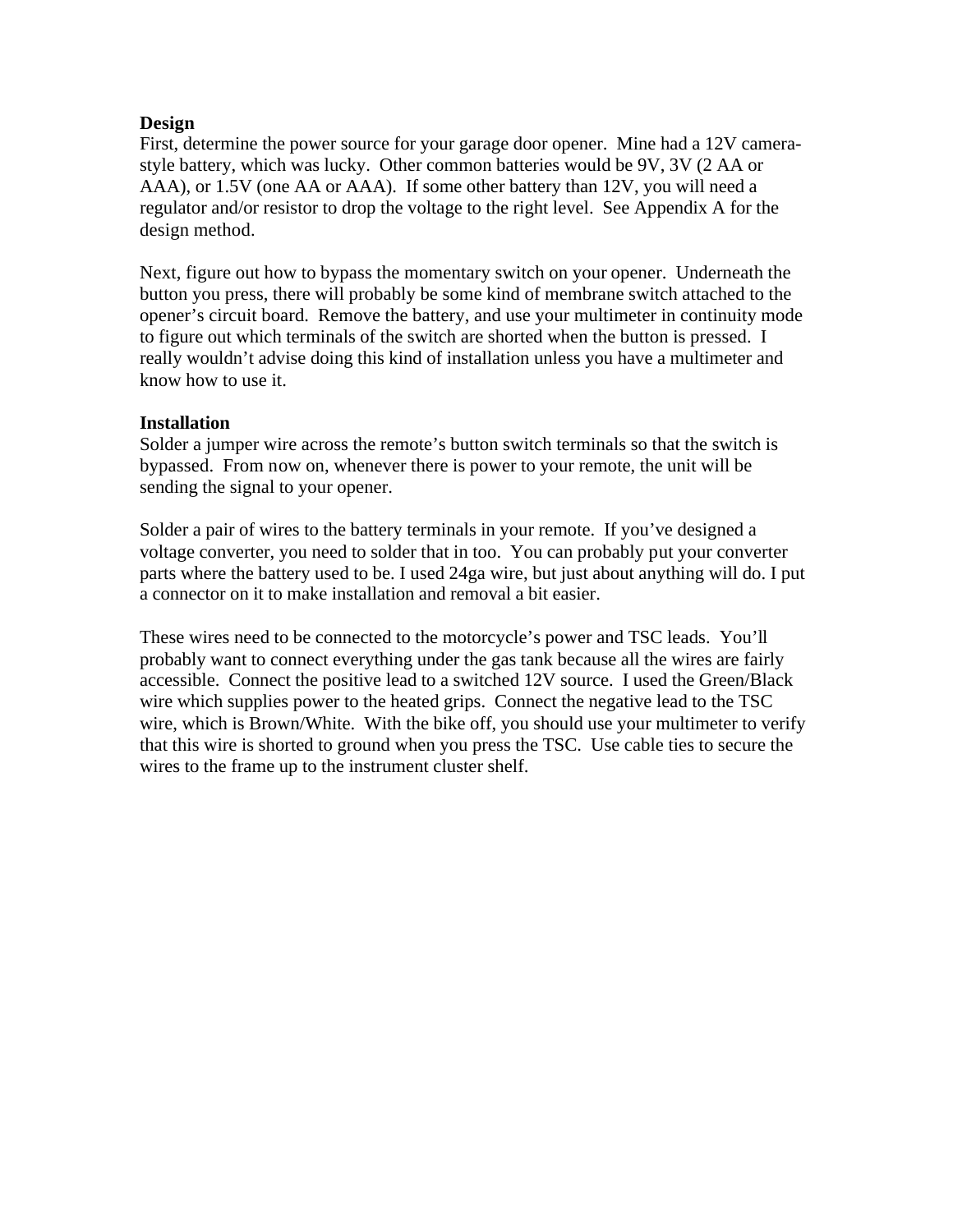**Design**

First, determine the power source for your garage door opener. Mine had a 12V camera-style battery, which was lucky. Other common batteries would be 9V, 3V (2 AA or AAA), or 1.5V (one AA or AAA). If some other battery than 12V, you will need a regulator and/or resistor to drop the voltage to the right level. See Appendix A for the design method.

Next, figure out how to bypass the momentary switch on your opener. Underneath the button you press, there will probably be some kind of membrane switch attached to the opener's circuit board. Remove the battery, and use your multimeter in continuity mode to figure out which terminals of the switch are shorted when the button is pressed. I really wouldn't advise doing this kind of installation unless you have a multimeter and know how to use it.

**Installation**

Solder a jumper wire across the remote's button switch terminals so that the switch is bypassed. From now on, whenever there is power to your remote, the unit will be sending the signal to your opener.

Solder a pair of wires to the battery terminals in your remote. If you've designed a voltage converter, you need to solder that in too. You can probably put your converter parts where the battery used to be. I used 24ga wire, but just about anything will do. I put a connector on it to make installation and removal a bit easier.

These wires need to be connected to the motorcycle's power and TSC leads. You'll probably want to connect everything under the gas tank because all the wires are fairly accessible. Connect the positive lead to a switched 12V source. I used the Green/Black wire which supplies power to the heated grips. Connect the negative lead to the TSC wire, which is Brown/White. With the bike off, you should use your multimeter to verify that this wire is shorted to ground when you press the TSC. Use cable ties to secure the wires to the frame up to the instrument cluster shelf.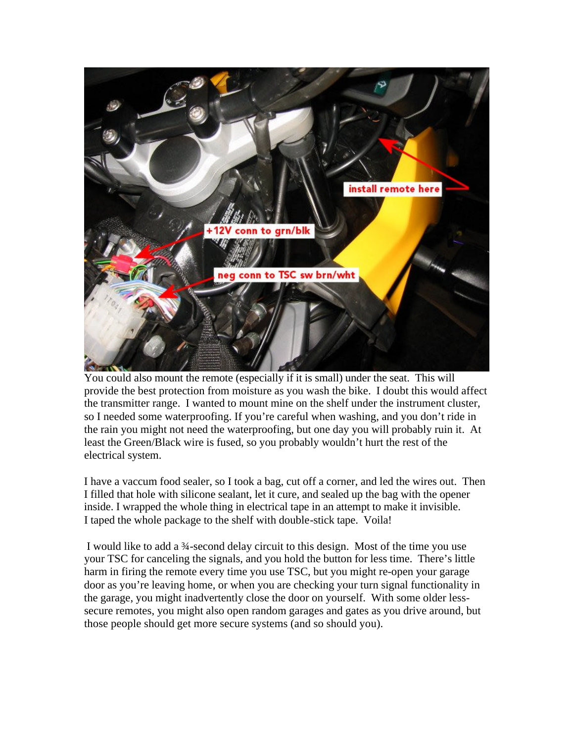You could also mount the remote (especially if it is small) under the seat. This will provide the best protection from moisture as you wash the bike. I doubt this would affect the transmitter range. I wanted to mount mine on the shelf under the instrument cluster, so I needed some waterproofing. If you're careful when washing, and you don't ride in the rain you might not need the waterproofing, but one day you will probably ruin it. At least the Green/Black wire is fused, so you probably wouldn't hurt the rest of the electrical system.

I have a vaccum food sealer, so I took a bag, cut off a corner, and led the wires out. Then I filled that hole with silicone sealant, let it cure, and sealed up the bag with the opener inside. I wrapped the whole thing in electrical tape in an attempt to make it invisible. I taped the whole package to the shelf with double-stick tape. Voila!

I would like to add a ¾-second delay circuit to this design. Most of the time you use your TSC for canceling the signals, and you hold the button for less time. There's little harm in firing the remote every time you use TSC, but you might re-open your garage door as you're leaving home, or when you are checking your turn signal functionality in the garage, you might inadvertently close the door on yourself. With some older less-secure remotes, you might also open random garages and gates as you drive around, but those people should get more secure systems (and so should you).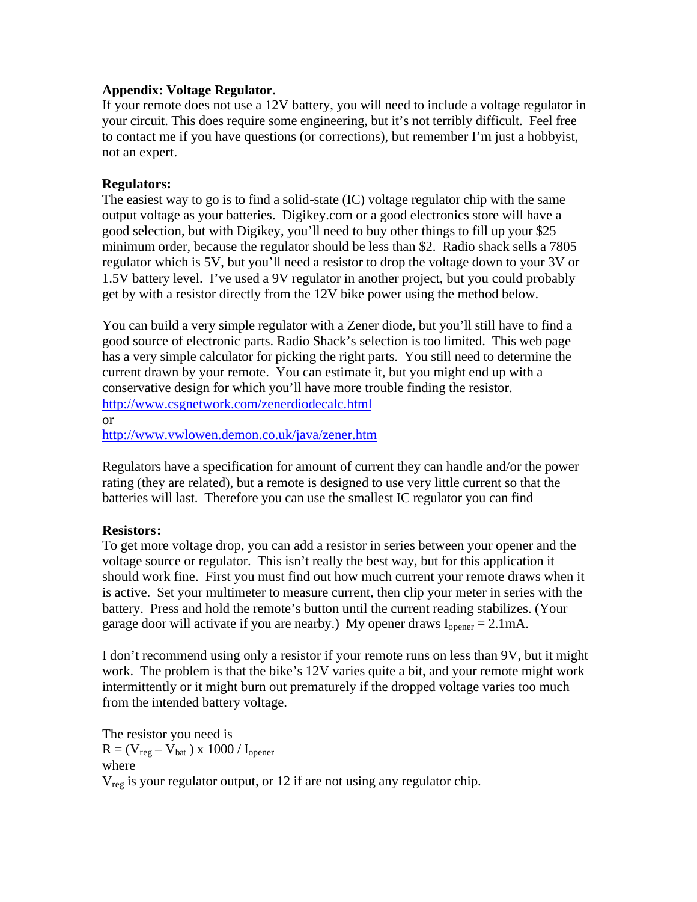**Appendix: Voltage Regulator.**

If your remote does not use a 12V battery, you will need to include a voltage regulator in your circuit. This does require some engineering, but it's not terribly difficult. Feel free to contact me if you have questions (or corrections), but remember I'm just a hobbyist, not an expert.

**Regulators:**

The easiest way to go is to find a solid-state (IC) voltage regulator chip with the same output voltage as your batteries. Digikey.com or a good electronics store will have a good selection, but with Digikey, you'll need to buy other things to fill up your $25 minimum order, because the regulator should be less than $2. Radio shack sells a 7805 regulator which is 5V, but you'll need a resistor to drop the voltage down to your 3V or 1.5V battery level. I've used a 9V regulator in another project, but you could probably get by with a resistor directly from the 12V bike power using the method below.

You can build a very simple regulator with a Zener diode, but you'll still have to find a good source of electronic parts. Radio Shack's selection is too limited. This web page has a very simple calculator for picking the right parts. You still need to determine the current drawn by your remote. You can estimate it, but you might end up with a conservative design for which you'll have more trouble finding the resistor.

http://www.csgnetwork.com/zenerdiodecalc.html

or

http://www.vwlowen.demon.co.uk/java/zener.htm

Regulators have a specification for amount of current they can handle and/or the power rating (they are related), but a remote is designed to use very little current so that the batteries will last. Therefore you can use the smallest IC regulator you can find

**Resistors:**

To get more voltage drop, you can add a resistor in series between your opener and the voltage source or regulator. This isn't really the best way, but for this application it should work fine. First you must find out how much current your remote draws when it is active. Set your multimeter to measure current, then clip your meter in series with the battery. Press and hold the remote's button until the current reading stabilizes. (Your garage door will activate if you are nearby.) My opener draws $I_{opener}$ = 2.1mA.

I don't recommend using only a resistor if your remote runs on less than 9V, but it might work. The problem is that the bike's 12V varies quite a bit, and your remote might work intermittently or it might burn out prematurely if the dropped voltage varies too much from the intended battery voltage.

The resistor you need is

$R = (V_{reg} - V_{bat}) \times 1000 / I_{opener}$

where

$V_{reg}$ is your regulator output, or 12 if are not using any regulator chip.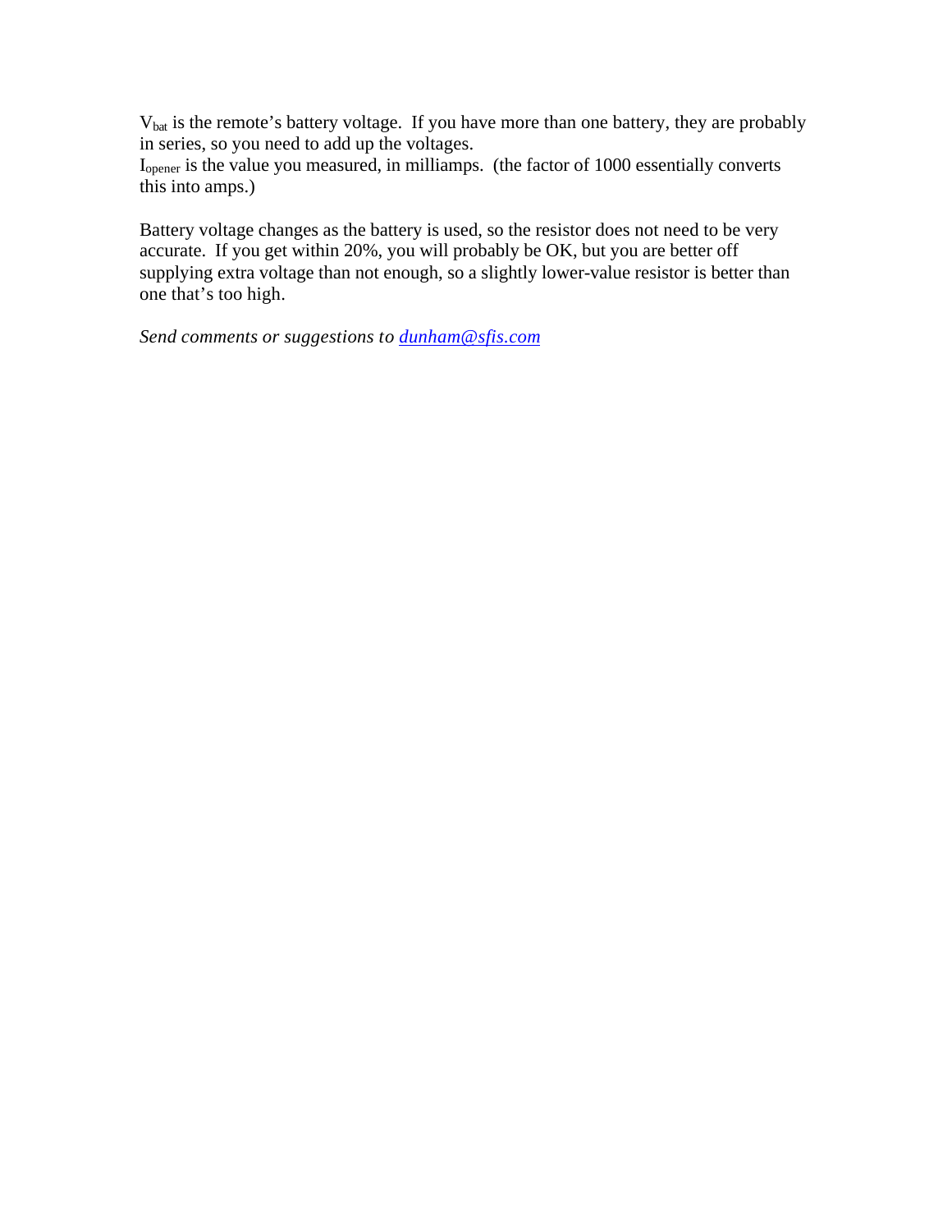$V_{bat}$ is the remote's battery voltage. If you have more than one battery, they are probably in series, so you need to add up the voltages.
$I_{opener}$ is the value you measured, in milliamps. (the factor of 1000 essentially converts this into amps.)

Battery voltage changes as the battery is used, so the resistor does not need to be very accurate. If you get within 20%, you will probably be OK, but you are better off supplying extra voltage than not enough, so a slightly lower-value resistor is better than one that's too high.

*Send comments or suggestions to [dunham@sfis.com](mailto:dunham@sfis.com)*